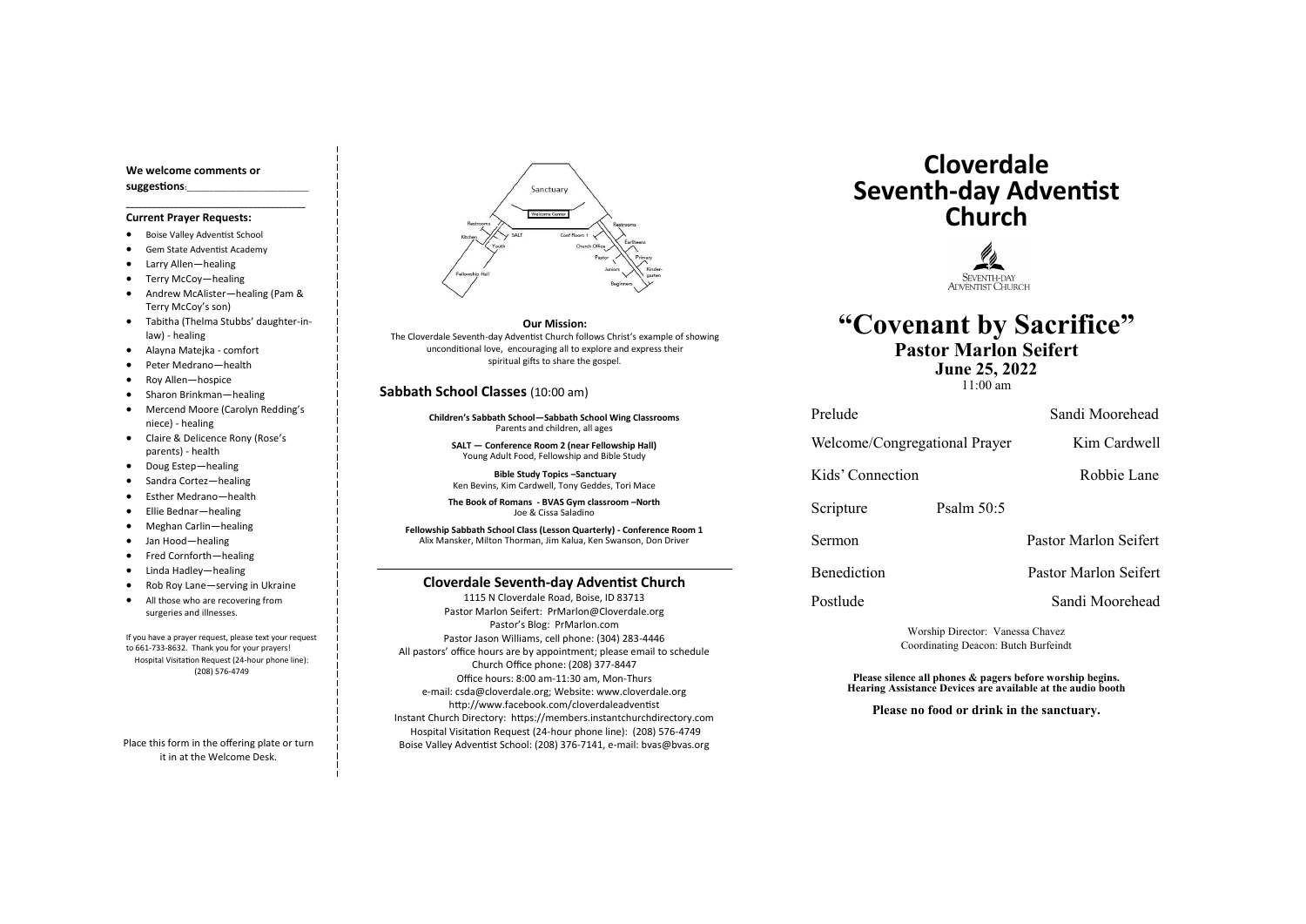**We welcome comments or suggestions**:______________________

______________________________

**Current Prayer Requests:**

- Boise Valley Adventist School
- Gem State Adventist Academy
- Larry Allen—healing
- Terry McCoy—healing
- Andrew McAlister—healing (Pam & Terry McCoy's son)
- Tabitha (Thelma Stubbs' daughter-in-law) - healing
- Alayna Matejka - comfort
- Peter Medrano—health
- Roy Allen—hospice
- Sharon Brinkman—healing
- Mercend Moore (Carolyn Redding's niece) - healing
- Claire & Delicence Rony (Rose's parents) - health
- Doug Estep—healing
- Sandra Cortez—healing
- Esther Medrano—health
- Ellie Bednar—healing
- Meghan Carlin—healing
- Jan Hood—healing
- Fred Cornforth—healing
- Linda Hadley—healing
- Rob Roy Lane—serving in Ukraine
- All those who are recovering from surgeries and illnesses.

If you have a prayer request, please text your request to 661-733-8632. Thank you for your prayers!
Hospital Visitation Request (24-hour phone line): (208) 576-4749

Place this form in the offering plate or turn it in at the Welcome Desk.

Sanctuary
Welcome Center
Restrooms | Kitchen | SALT | Youth | Fellowship Hall | Conf Room 1 | Restrooms | Earlibeans | Church Office | Pastor | Primary | Juniors | Kindergarten | Beginners

**Our Mission:**
The Cloverdale Seventh-day Adventist Church follows Christ's example of showing unconditional love, encouraging all to explore and express their spiritual gifts to share the gospel.

## Sabbath School Classes (10:00 am)

**Children's Sabbath School—Sabbath School Wing Classrooms**
Parents and children, all ages

**SALT — Conference Room 2 (near Fellowship Hall)**
Young Adult Food, Fellowship and Bible Study

**Bible Study Topics –Sanctuary**
Ken Bevins, Kim Cardwell, Tony Geddes, Tori Mace

**The Book of Romans - BVAS Gym classroom –North**
Joe & Cissa Saladino

**Fellowship Sabbath School Class (Lesson Quarterly) - Conference Room 1**
Alix Mansker, Milton Thorman, Jim Kalua, Ken Swanson, Don Driver

## Cloverdale Seventh-day Adventist Church

1115 N Cloverdale Road, Boise, ID 83713
Pastor Marlon Seifert: PrMarlon@Cloverdale.org
Pastor's Blog: PrMarlon.com
Pastor Jason Williams, cell phone: (304) 283-4446
All pastors' office hours are by appointment; please email to schedule
Church Office phone: (208) 377-8447
Office hours: 8:00 am-11:30 am, Mon-Thurs
e-mail: csda@cloverdale.org; Website: www.cloverdale.org
http://www.facebook.com/cloverdaleadventist
Instant Church Directory: https://members.instantchurchdirectory.com
Hospital Visitation Request (24-hour phone line): (208) 576-4749
Boise Valley Adventist School: (208) 376-7141, e-mail: bvas@bvas.org

# Cloverdale Seventh-day Adventist Church

Seventh-day Adventist Church

# "Covenant by Sacrifice"

**Pastor Marlon Seifert**
**June 25, 2022**
11:00 am

| | | |
|---|---|---|
| Prelude | | Sandi Moorehead |
| Welcome/Congregational Prayer | | Kim Cardwell |
| Kids' Connection | | Robbie Lane |
| Scripture | Psalm 50:5 | |
| Sermon | | Pastor Marlon Seifert |
| Benediction | | Pastor Marlon Seifert |
| Postlude | | Sandi Moorehead |

Worship Director: Vanessa Chavez
Coordinating Deacon: Butch Burfeindt

**Please silence all phones & pagers before worship begins.**
**Hearing Assistance Devices are available at the audio booth**

**Please no food or drink in the sanctuary.**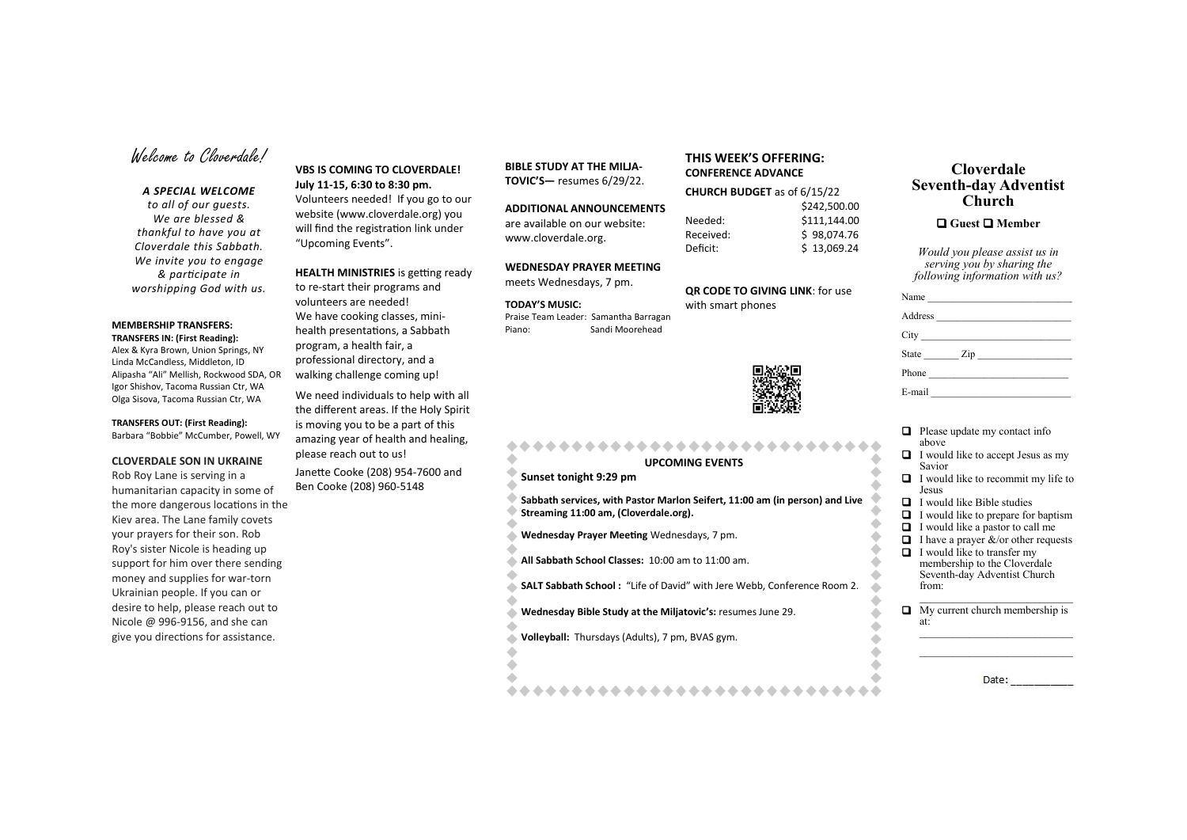# Welcome to Cloverdale!

***A SPECIAL WELCOME***
*to all of our guests.*
*We are blessed & thankful to have you at Cloverdale this Sabbath.*
*We invite you to engage & participate in worshipping God with us.*

**MEMBERSHIP TRANSFERS:**

**TRANSFERS IN: (First Reading):**
Alex & Kyra Brown, Union Springs, NY
Linda McCandless, Middleton, ID
Alipasha "Ali" Mellish, Rockwood SDA, OR
Igor Shishov, Tacoma Russian Ctr, WA
Olga Sisova, Tacoma Russian Ctr, WA

**TRANSFERS OUT: (First Reading):**
Barbara "Bobbie" McCumber, Powell, WY

**CLOVERDALE SON IN UKRAINE**

Rob Roy Lane is serving in a humanitarian capacity in some of the more dangerous locations in the Kiev area. The Lane family covets your prayers for their son. Rob Roy's sister Nicole is heading up support for him over there sending money and supplies for war-torn Ukrainian people. If you can or desire to help, please reach out to Nicole @ 996-9156, and she can give you directions for assistance.

**VBS IS COMING TO CLOVERDALE! July 11-15, 6:30 to 8:30 pm.**
Volunteers needed! If you go to our website (www.cloverdale.org) you will find the registration link under "Upcoming Events".

**HEALTH MINISTRIES** is getting ready to re-start their programs and volunteers are needed!
We have cooking classes, mini-health presentations, a Sabbath program, a health fair, a professional directory, and a walking challenge coming up!

We need individuals to help with all the different areas. If the Holy Spirit is moving you to be a part of this amazing year of health and healing, please reach out to us!

Janette Cooke (208) 954-7600 and Ben Cooke (208) 960-5148

**BIBLE STUDY AT THE MILJATOVIC'S—** resumes 6/29/22.

**ADDITIONAL ANNOUNCEMENTS** are available on our website: www.cloverdale.org.

**WEDNESDAY PRAYER MEETING** meets Wednesdays, 7 pm.

**TODAY'S MUSIC:**
Praise Team Leader: Samantha Barragan
Piano: Sandi Moorehead

## THIS WEEK'S OFFERING:
**CONFERENCE ADVANCE**

**CHURCH BUDGET** as of 6/15/22

| | |
|---|---|
| | $242,500.00 |
| Needed: | $111,144.00 |
| Received: | $ 98,074.76 |
| Deficit: | $ 13,069.24 |

**QR CODE TO GIVING LINK**: for use with smart phones

**UPCOMING EVENTS**

**Sunset tonight 9:29 pm**

**Sabbath services, with Pastor Marlon Seifert, 11:00 am (in person) and Live Streaming 11:00 am, (Cloverdale.org).**

**Wednesday Prayer Meeting** Wednesdays, 7 pm.

**All Sabbath School Classes:** 10:00 am to 11:00 am.

**SALT Sabbath School :** "Life of David" with Jere Webb, Conference Room 2.

**Wednesday Bible Study at the Miljatovic's:** resumes June 29.

**Volleyball:** Thursdays (Adults), 7 pm, BVAS gym.

## Cloverdale Seventh-day Adventist Church

❑ **Guest** ❑ **Member**

*Would you please assist us in serving you by sharing the following information with us?*

Name ____________________________
Address __________________________
City ______________________________
State _______ Zip __________________
Phone ____________________________
E-mail ____________________________

- ❑ Please update my contact info above
- ❑ I would like to accept Jesus as my Savior
- ❑ I would like to recommit my life to Jesus
- ❑ I would like Bible studies
- ❑ I would like to prepare for baptism
- ❑ I would like a pastor to call me
- ❑ I have a prayer &/or other requests
- ❑ I would like to transfer my membership to the Cloverdale Seventh-day Adventist Church from: ____________________________
- ❑ My current church membership is at: ____________________________ ____________________________

Date: __________